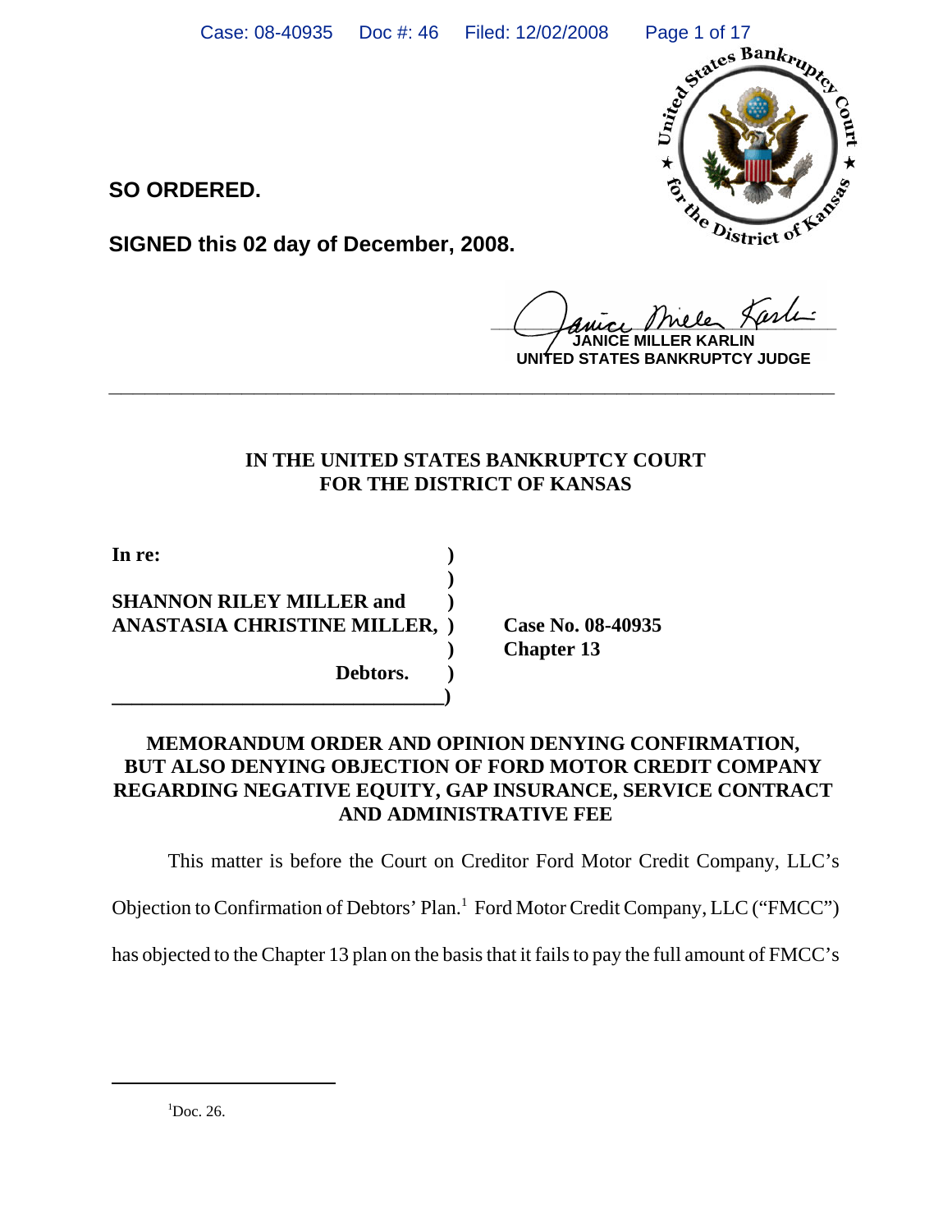**SO ORDERED.**

**SIGNED this 02 day of December, 2008.**

JANICE MILLER KARLIN
UNITED STATES BANKRUPTCY JUDGE

---

**IN THE UNITED STATES BANKRUPTCY COURT**
**FOR THE DISTRICT OF KANSAS**

| | |
|---|---|
| **In re:** | |
| **SHANNON RILEY MILLER and ANASTASIA CHRISTINE MILLER,** | **Case No. 08-40935** |
| | **Chapter 13** |
| **Debtors.** | |

**MEMORANDUM ORDER AND OPINION DENYING CONFIRMATION, BUT ALSO DENYING OBJECTION OF FORD MOTOR CREDIT COMPANY REGARDING NEGATIVE EQUITY, GAP INSURANCE, SERVICE CONTRACT AND ADMINISTRATIVE FEE**

This matter is before the Court on Creditor Ford Motor Credit Company, LLC's Objection to Confirmation of Debtors' Plan.[1] Ford Motor Credit Company, LLC ("FMCC") has objected to the Chapter 13 plan on the basis that it fails to pay the full amount of FMCC's

---

[1] Doc. 26.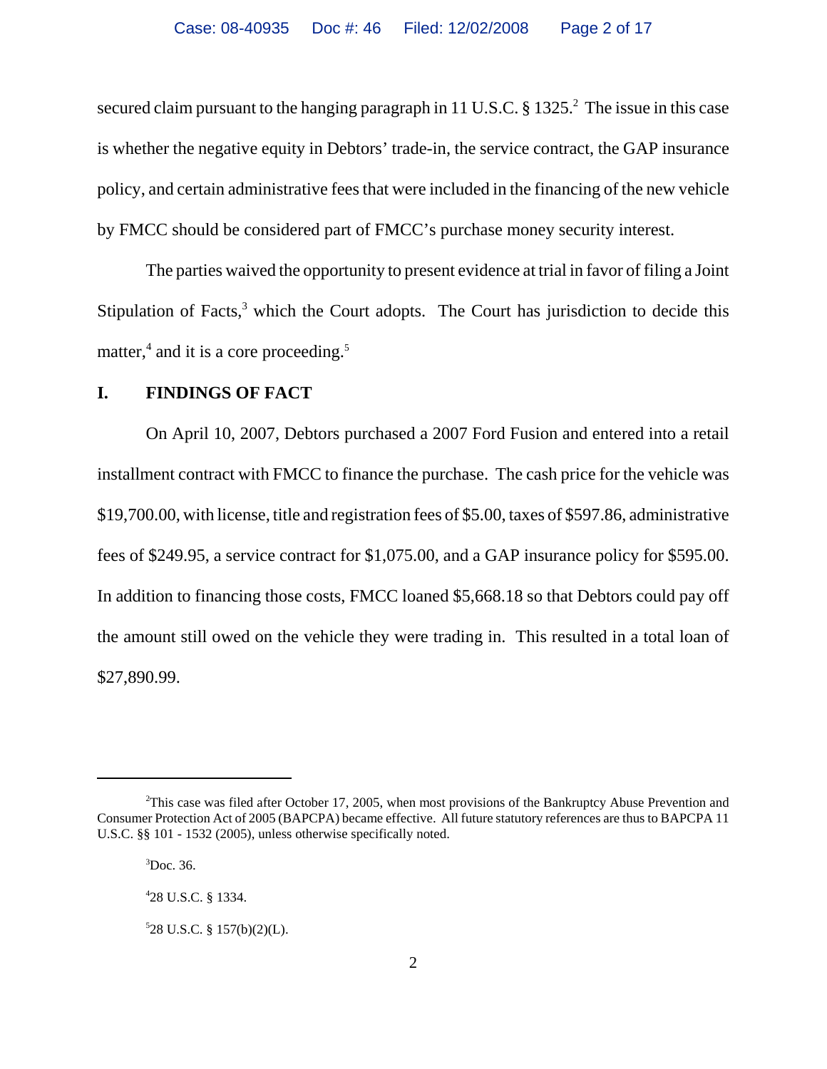secured claim pursuant to the hanging paragraph in 11 U.S.C. § 1325.[2] The issue in this case is whether the negative equity in Debtors' trade-in, the service contract, the GAP insurance policy, and certain administrative fees that were included in the financing of the new vehicle by FMCC should be considered part of FMCC's purchase money security interest.

The parties waived the opportunity to present evidence at trial in favor of filing a Joint Stipulation of Facts,[3] which the Court adopts. The Court has jurisdiction to decide this matter,[4] and it is a core proceeding.[5]

## I. FINDINGS OF FACT

On April 10, 2007, Debtors purchased a 2007 Ford Fusion and entered into a retail installment contract with FMCC to finance the purchase. The cash price for the vehicle was $19,700.00, with license, title and registration fees of $5.00, taxes of $597.86, administrative fees of $249.95, a service contract for $1,075.00, and a GAP insurance policy for $595.00. In addition to financing those costs, FMCC loaned $5,668.18 so that Debtors could pay off the amount still owed on the vehicle they were trading in. This resulted in a total loan of $27,890.99.

---

[2]This case was filed after October 17, 2005, when most provisions of the Bankruptcy Abuse Prevention and Consumer Protection Act of 2005 (BAPCPA) became effective. All future statutory references are thus to BAPCPA 11 U.S.C. §§ 101 - 1532 (2005), unless otherwise specifically noted.

[3]Doc. 36.

[4]28 U.S.C. § 1334.

[5]28 U.S.C. § 157(b)(2)(L).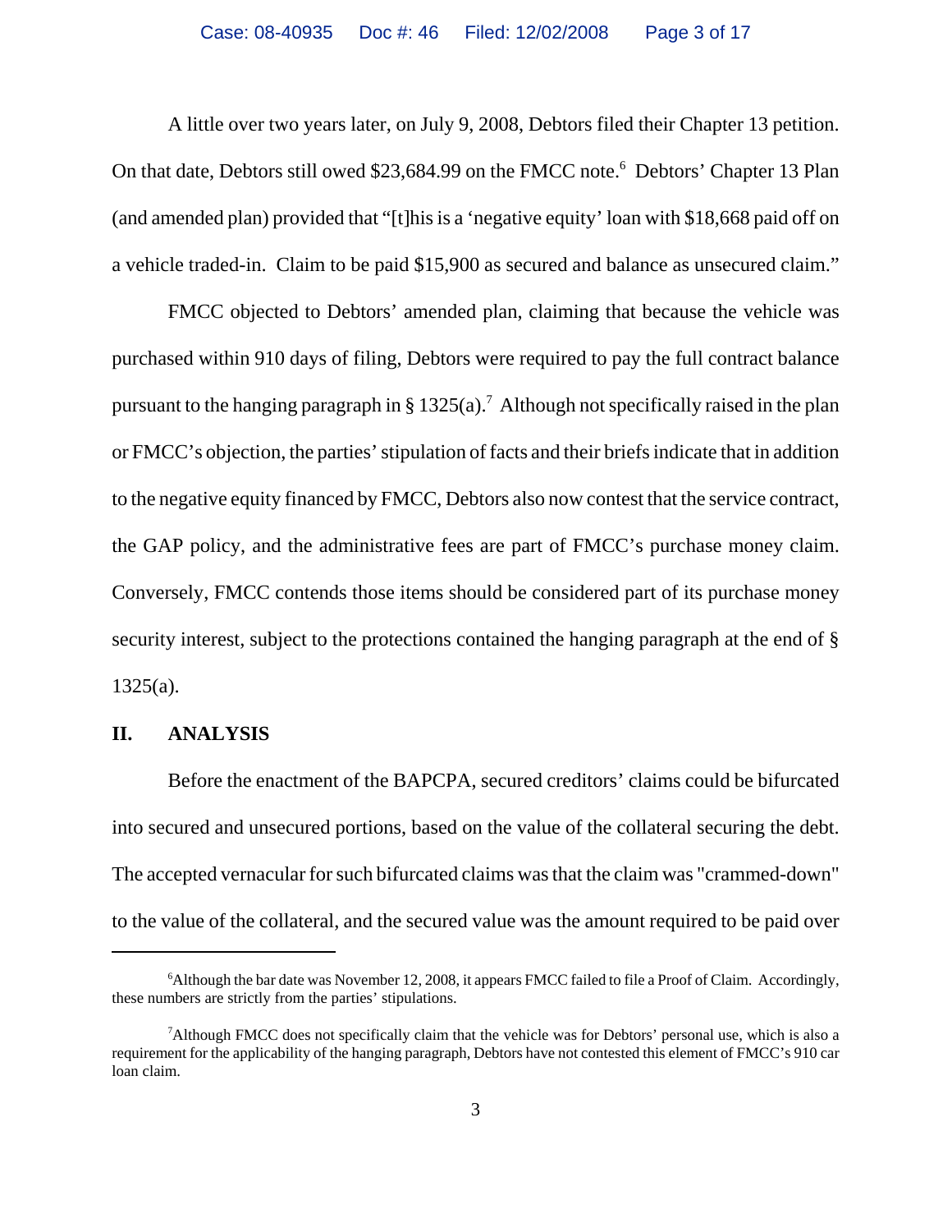A little over two years later, on July 9, 2008, Debtors filed their Chapter 13 petition. On that date, Debtors still owed $23,684.99 on the FMCC note.[6] Debtors' Chapter 13 Plan (and amended plan) provided that "[t]his is a 'negative equity' loan with $18,668 paid off on a vehicle traded-in. Claim to be paid $15,900 as secured and balance as unsecured claim."

FMCC objected to Debtors' amended plan, claiming that because the vehicle was purchased within 910 days of filing, Debtors were required to pay the full contract balance pursuant to the hanging paragraph in § 1325(a).[7] Although not specifically raised in the plan or FMCC's objection, the parties' stipulation of facts and their briefs indicate that in addition to the negative equity financed by FMCC, Debtors also now contest that the service contract, the GAP policy, and the administrative fees are part of FMCC's purchase money claim. Conversely, FMCC contends those items should be considered part of its purchase money security interest, subject to the protections contained the hanging paragraph at the end of § 1325(a).

## II. ANALYSIS

Before the enactment of the BAPCPA, secured creditors' claims could be bifurcated into secured and unsecured portions, based on the value of the collateral securing the debt. The accepted vernacular for such bifurcated claims was that the claim was "crammed-down" to the value of the collateral, and the secured value was the amount required to be paid over

---

[6] Although the bar date was November 12, 2008, it appears FMCC failed to file a Proof of Claim. Accordingly, these numbers are strictly from the parties' stipulations.

[7] Although FMCC does not specifically claim that the vehicle was for Debtors' personal use, which is also a requirement for the applicability of the hanging paragraph, Debtors have not contested this element of FMCC's 910 car loan claim.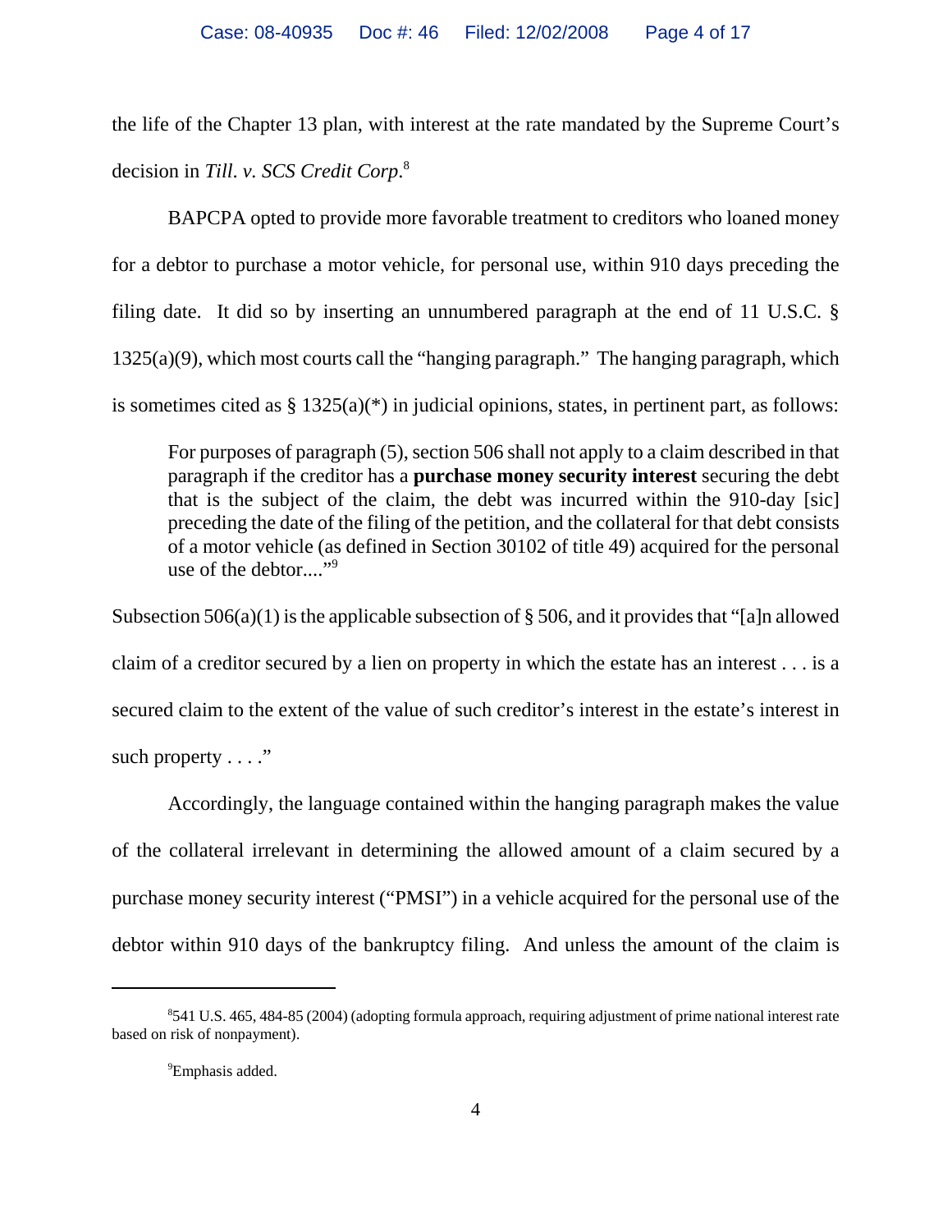the life of the Chapter 13 plan, with interest at the rate mandated by the Supreme Court's decision in *Till. v. SCS Credit Corp*.[8]

BAPCPA opted to provide more favorable treatment to creditors who loaned money for a debtor to purchase a motor vehicle, for personal use, within 910 days preceding the filing date. It did so by inserting an unnumbered paragraph at the end of 11 U.S.C. § 1325(a)(9), which most courts call the "hanging paragraph." The hanging paragraph, which is sometimes cited as § 1325(a)(*) in judicial opinions, states, in pertinent part, as follows:

> For purposes of paragraph (5), section 506 shall not apply to a claim described in that paragraph if the creditor has a **purchase money security interest** securing the debt that is the subject of the claim, the debt was incurred within the 910-day [sic] preceding the date of the filing of the petition, and the collateral for that debt consists of a motor vehicle (as defined in Section 30102 of title 49) acquired for the personal use of the debtor...."[9]

Subsection 506(a)(1) is the applicable subsection of § 506, and it provides that "[a]n allowed claim of a creditor secured by a lien on property in which the estate has an interest . . . is a secured claim to the extent of the value of such creditor's interest in the estate's interest in such property . . . ."

Accordingly, the language contained within the hanging paragraph makes the value of the collateral irrelevant in determining the allowed amount of a claim secured by a purchase money security interest ("PMSI") in a vehicle acquired for the personal use of the debtor within 910 days of the bankruptcy filing. And unless the amount of the claim is

---

[8] 541 U.S. 465, 484-85 (2004) (adopting formula approach, requiring adjustment of prime national interest rate based on risk of nonpayment).

[9] Emphasis added.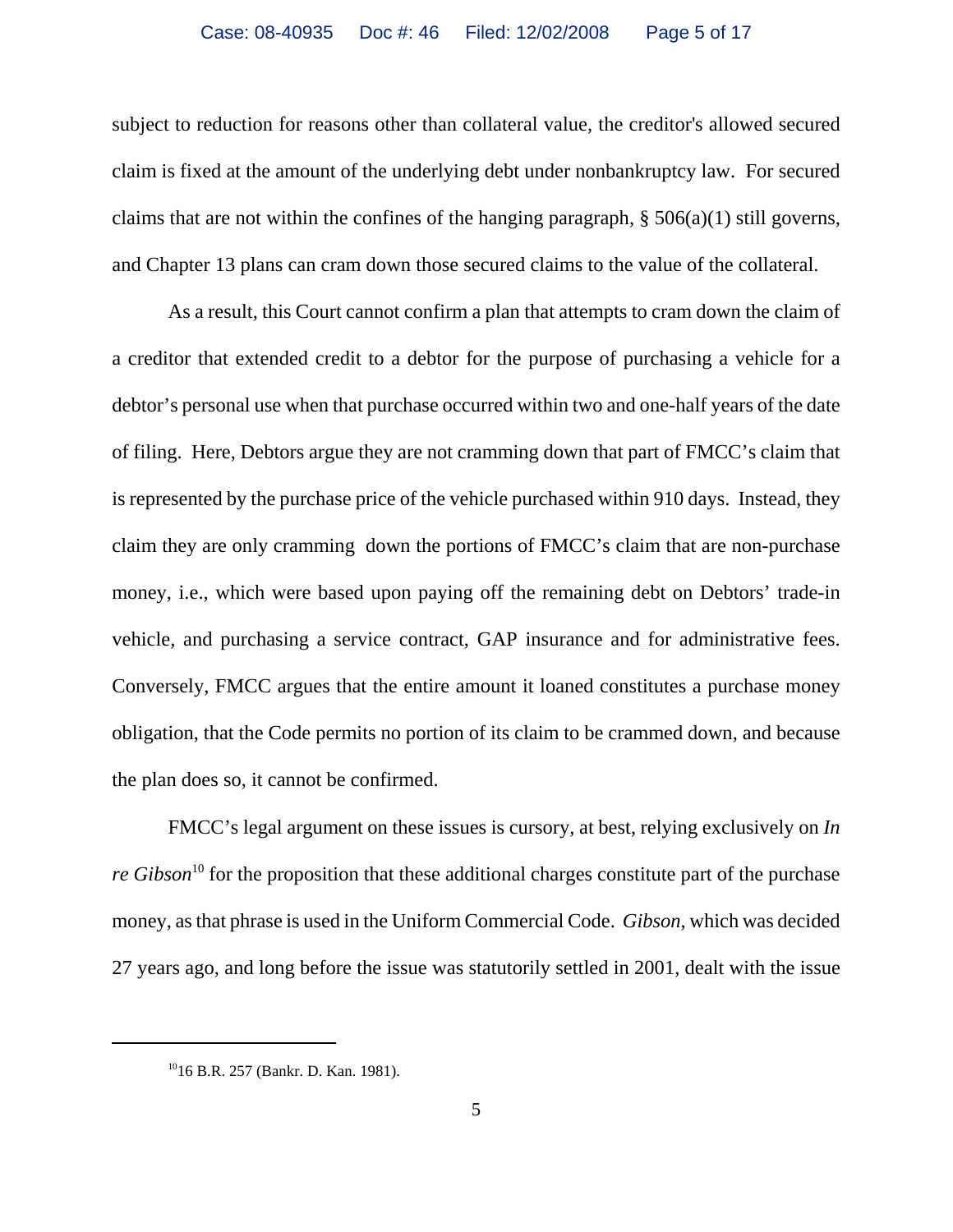subject to reduction for reasons other than collateral value, the creditor's allowed secured claim is fixed at the amount of the underlying debt under nonbankruptcy law. For secured claims that are not within the confines of the hanging paragraph, § 506(a)(1) still governs, and Chapter 13 plans can cram down those secured claims to the value of the collateral.

As a result, this Court cannot confirm a plan that attempts to cram down the claim of a creditor that extended credit to a debtor for the purpose of purchasing a vehicle for a debtor's personal use when that purchase occurred within two and one-half years of the date of filing. Here, Debtors argue they are not cramming down that part of FMCC's claim that is represented by the purchase price of the vehicle purchased within 910 days. Instead, they claim they are only cramming down the portions of FMCC's claim that are non-purchase money, i.e., which were based upon paying off the remaining debt on Debtors' trade-in vehicle, and purchasing a service contract, GAP insurance and for administrative fees. Conversely, FMCC argues that the entire amount it loaned constitutes a purchase money obligation, that the Code permits no portion of its claim to be crammed down, and because the plan does so, it cannot be confirmed.

FMCC's legal argument on these issues is cursory, at best, relying exclusively on *In re Gibson*[10] for the proposition that these additional charges constitute part of the purchase money, as that phrase is used in the Uniform Commercial Code. *Gibson*, which was decided 27 years ago, and long before the issue was statutorily settled in 2001, dealt with the issue

[10] 16 B.R. 257 (Bankr. D. Kan. 1981).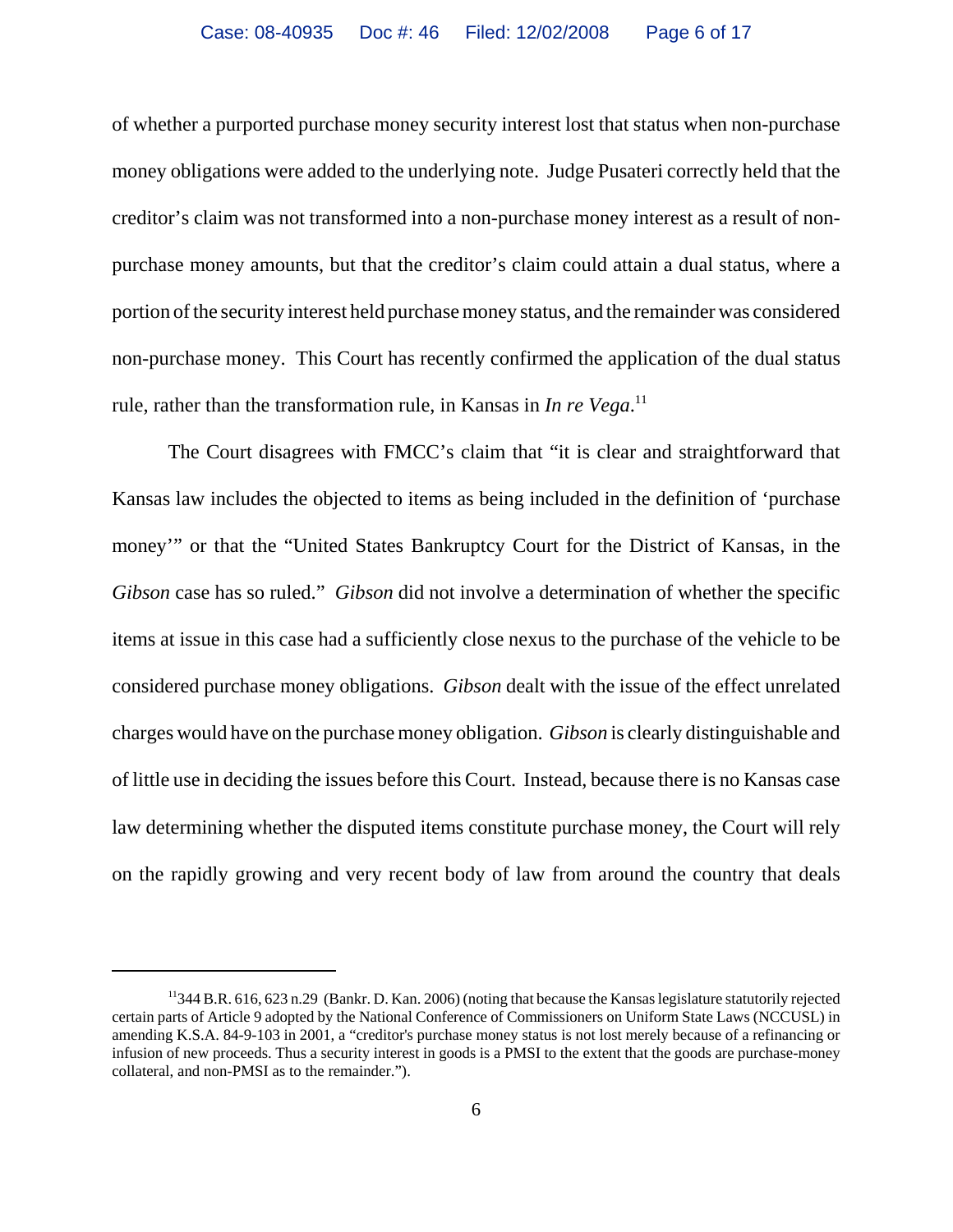of whether a purported purchase money security interest lost that status when non-purchase money obligations were added to the underlying note. Judge Pusateri correctly held that the creditor's claim was not transformed into a non-purchase money interest as a result of non-purchase money amounts, but that the creditor's claim could attain a dual status, where a portion of the security interest held purchase money status, and the remainder was considered non-purchase money. This Court has recently confirmed the application of the dual status rule, rather than the transformation rule, in Kansas in *In re Vega*.[11]

The Court disagrees with FMCC's claim that "it is clear and straightforward that Kansas law includes the objected to items as being included in the definition of 'purchase money'" or that the "United States Bankruptcy Court for the District of Kansas, in the *Gibson* case has so ruled." *Gibson* did not involve a determination of whether the specific items at issue in this case had a sufficiently close nexus to the purchase of the vehicle to be considered purchase money obligations. *Gibson* dealt with the issue of the effect unrelated charges would have on the purchase money obligation. *Gibson* is clearly distinguishable and of little use in deciding the issues before this Court. Instead, because there is no Kansas case law determining whether the disputed items constitute purchase money, the Court will rely on the rapidly growing and very recent body of law from around the country that deals

---

[11] 344 B.R. 616, 623 n.29 (Bankr. D. Kan. 2006) (noting that because the Kansas legislature statutorily rejected certain parts of Article 9 adopted by the National Conference of Commissioners on Uniform State Laws (NCCUSL) in amending K.S.A. 84-9-103 in 2001, a "creditor's purchase money status is not lost merely because of a refinancing or infusion of new proceeds. Thus a security interest in goods is a PMSI to the extent that the goods are purchase-money collateral, and non-PMSI as to the remainder.").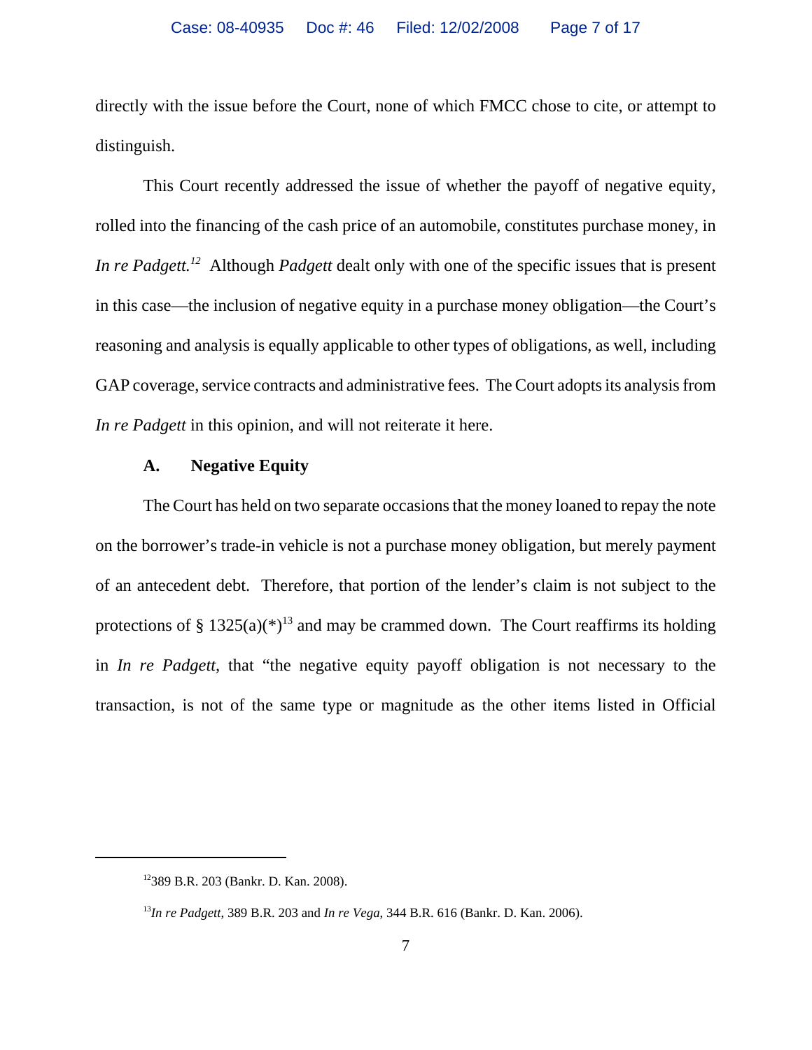directly with the issue before the Court, none of which FMCC chose to cite, or attempt to distinguish.

This Court recently addressed the issue of whether the payoff of negative equity, rolled into the financing of the cash price of an automobile, constitutes purchase money, in *In re Padgett.*[12] Although *Padgett* dealt only with one of the specific issues that is present in this case—the inclusion of negative equity in a purchase money obligation—the Court's reasoning and analysis is equally applicable to other types of obligations, as well, including GAP coverage, service contracts and administrative fees. The Court adopts its analysis from *In re Padgett* in this opinion, and will not reiterate it here.

### A. Negative Equity

The Court has held on two separate occasions that the money loaned to repay the note on the borrower's trade-in vehicle is not a purchase money obligation, but merely payment of an antecedent debt. Therefore, that portion of the lender's claim is not subject to the protections of § 1325(a)(*)[13] and may be crammed down. The Court reaffirms its holding in *In re Padgett,* that "the negative equity payoff obligation is not necessary to the transaction, is not of the same type or magnitude as the other items listed in Official

---

[12] 389 B.R. 203 (Bankr. D. Kan. 2008).

[13] *In re Padgett*, 389 B.R. 203 and *In re Vega*, 344 B.R. 616 (Bankr. D. Kan. 2006).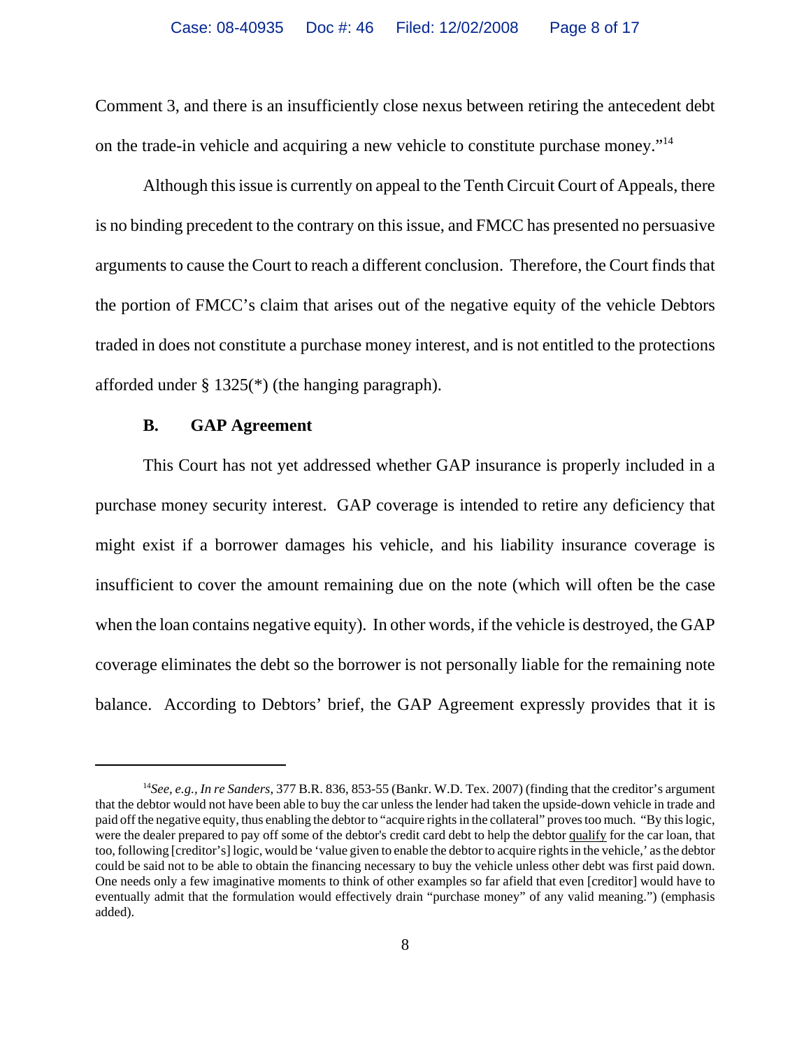Comment 3, and there is an insufficiently close nexus between retiring the antecedent debt on the trade-in vehicle and acquiring a new vehicle to constitute purchase money."[14]

Although this issue is currently on appeal to the Tenth Circuit Court of Appeals, there is no binding precedent to the contrary on this issue, and FMCC has presented no persuasive arguments to cause the Court to reach a different conclusion. Therefore, the Court finds that the portion of FMCC's claim that arises out of the negative equity of the vehicle Debtors traded in does not constitute a purchase money interest, and is not entitled to the protections afforded under § 1325(*) (the hanging paragraph).

### B. GAP Agreement

This Court has not yet addressed whether GAP insurance is properly included in a purchase money security interest. GAP coverage is intended to retire any deficiency that might exist if a borrower damages his vehicle, and his liability insurance coverage is insufficient to cover the amount remaining due on the note (which will often be the case when the loan contains negative equity). In other words, if the vehicle is destroyed, the GAP coverage eliminates the debt so the borrower is not personally liable for the remaining note balance. According to Debtors' brief, the GAP Agreement expressly provides that it is

---

[14]*See, e.g., In re Sanders*, 377 B.R. 836, 853-55 (Bankr. W.D. Tex. 2007) (finding that the creditor's argument that the debtor would not have been able to buy the car unless the lender had taken the upside-down vehicle in trade and paid off the negative equity, thus enabling the debtor to "acquire rights in the collateral" proves too much. "By this logic, were the dealer prepared to pay off some of the debtor's credit card debt to help the debtor <u>qualify</u> for the car loan, that too, following [creditor's] logic, would be 'value given to enable the debtor to acquire rights in the vehicle,' as the debtor could be said not to be able to obtain the financing necessary to buy the vehicle unless other debt was first paid down. One needs only a few imaginative moments to think of other examples so far afield that even [creditor] would have to eventually admit that the formulation would effectively drain "purchase money" of any valid meaning.") (emphasis added).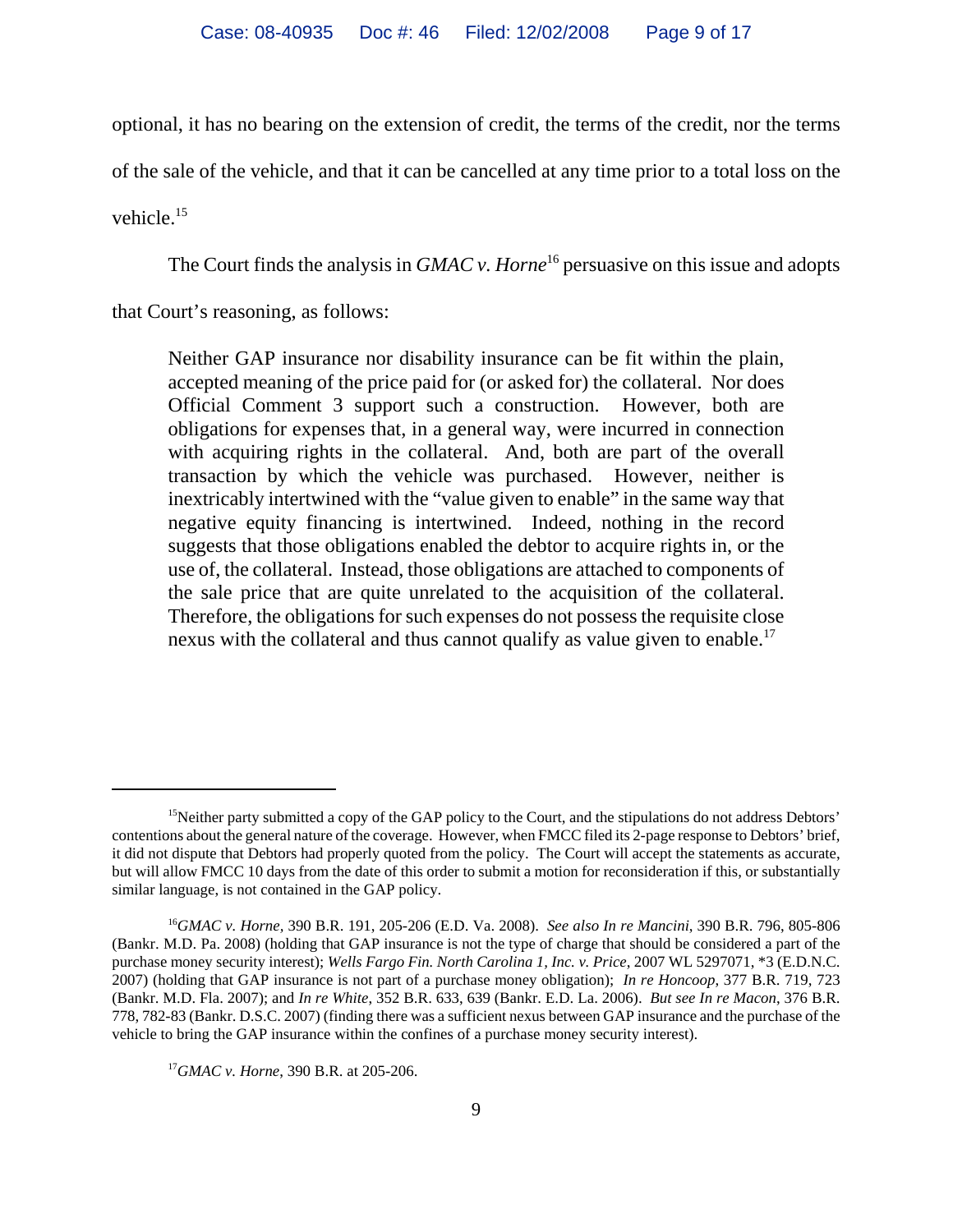optional, it has no bearing on the extension of credit, the terms of the credit, nor the terms of the sale of the vehicle, and that it can be cancelled at any time prior to a total loss on the vehicle.[15]

The Court finds the analysis in *GMAC v. Horne*[16] persuasive on this issue and adopts that Court's reasoning, as follows:

> Neither GAP insurance nor disability insurance can be fit within the plain, accepted meaning of the price paid for (or asked for) the collateral. Nor does Official Comment 3 support such a construction. However, both are obligations for expenses that, in a general way, were incurred in connection with acquiring rights in the collateral. And, both are part of the overall transaction by which the vehicle was purchased. However, neither is inextricably intertwined with the "value given to enable" in the same way that negative equity financing is intertwined. Indeed, nothing in the record suggests that those obligations enabled the debtor to acquire rights in, or the use of, the collateral. Instead, those obligations are attached to components of the sale price that are quite unrelated to the acquisition of the collateral. Therefore, the obligations for such expenses do not possess the requisite close nexus with the collateral and thus cannot qualify as value given to enable.[17]

---

[15] Neither party submitted a copy of the GAP policy to the Court, and the stipulations do not address Debtors' contentions about the general nature of the coverage. However, when FMCC filed its 2-page response to Debtors' brief, it did not dispute that Debtors had properly quoted from the policy. The Court will accept the statements as accurate, but will allow FMCC 10 days from the date of this order to submit a motion for reconsideration if this, or substantially similar language, is not contained in the GAP policy.

[16] *GMAC v. Horne*, 390 B.R. 191, 205-206 (E.D. Va. 2008). *See also In re Mancini*, 390 B.R. 796, 805-806 (Bankr. M.D. Pa. 2008) (holding that GAP insurance is not the type of charge that should be considered a part of the purchase money security interest); *Wells Fargo Fin. North Carolina 1, Inc. v. Price*, 2007 WL 5297071, *3 (E.D.N.C. 2007) (holding that GAP insurance is not part of a purchase money obligation); *In re Honcoop*, 377 B.R. 719, 723 (Bankr. M.D. Fla. 2007); and *In re White*, 352 B.R. 633, 639 (Bankr. E.D. La. 2006). *But see In re Macon*, 376 B.R. 778, 782-83 (Bankr. D.S.C. 2007) (finding there was a sufficient nexus between GAP insurance and the purchase of the vehicle to bring the GAP insurance within the confines of a purchase money security interest).

[17] *GMAC v. Horne*, 390 B.R. at 205-206.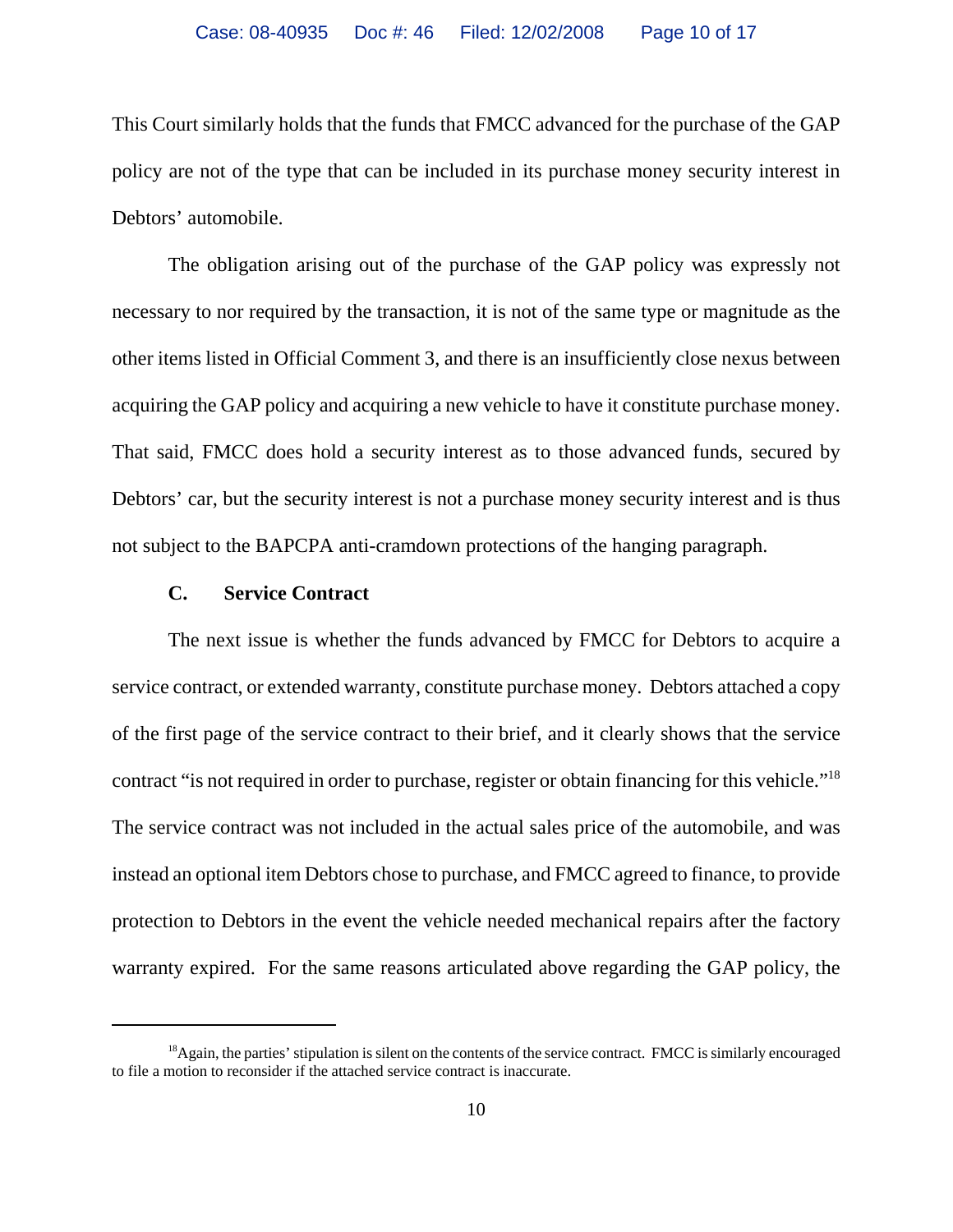This Court similarly holds that the funds that FMCC advanced for the purchase of the GAP policy are not of the type that can be included in its purchase money security interest in Debtors' automobile.

The obligation arising out of the purchase of the GAP policy was expressly not necessary to nor required by the transaction, it is not of the same type or magnitude as the other items listed in Official Comment 3, and there is an insufficiently close nexus between acquiring the GAP policy and acquiring a new vehicle to have it constitute purchase money. That said, FMCC does hold a security interest as to those advanced funds, secured by Debtors' car, but the security interest is not a purchase money security interest and is thus not subject to the BAPCPA anti-cramdown protections of the hanging paragraph.

### C. Service Contract

The next issue is whether the funds advanced by FMCC for Debtors to acquire a service contract, or extended warranty, constitute purchase money. Debtors attached a copy of the first page of the service contract to their brief, and it clearly shows that the service contract "is not required in order to purchase, register or obtain financing for this vehicle."[18] The service contract was not included in the actual sales price of the automobile, and was instead an optional item Debtors chose to purchase, and FMCC agreed to finance, to provide protection to Debtors in the event the vehicle needed mechanical repairs after the factory warranty expired. For the same reasons articulated above regarding the GAP policy, the

---

[18] Again, the parties' stipulation is silent on the contents of the service contract. FMCC is similarly encouraged to file a motion to reconsider if the attached service contract is inaccurate.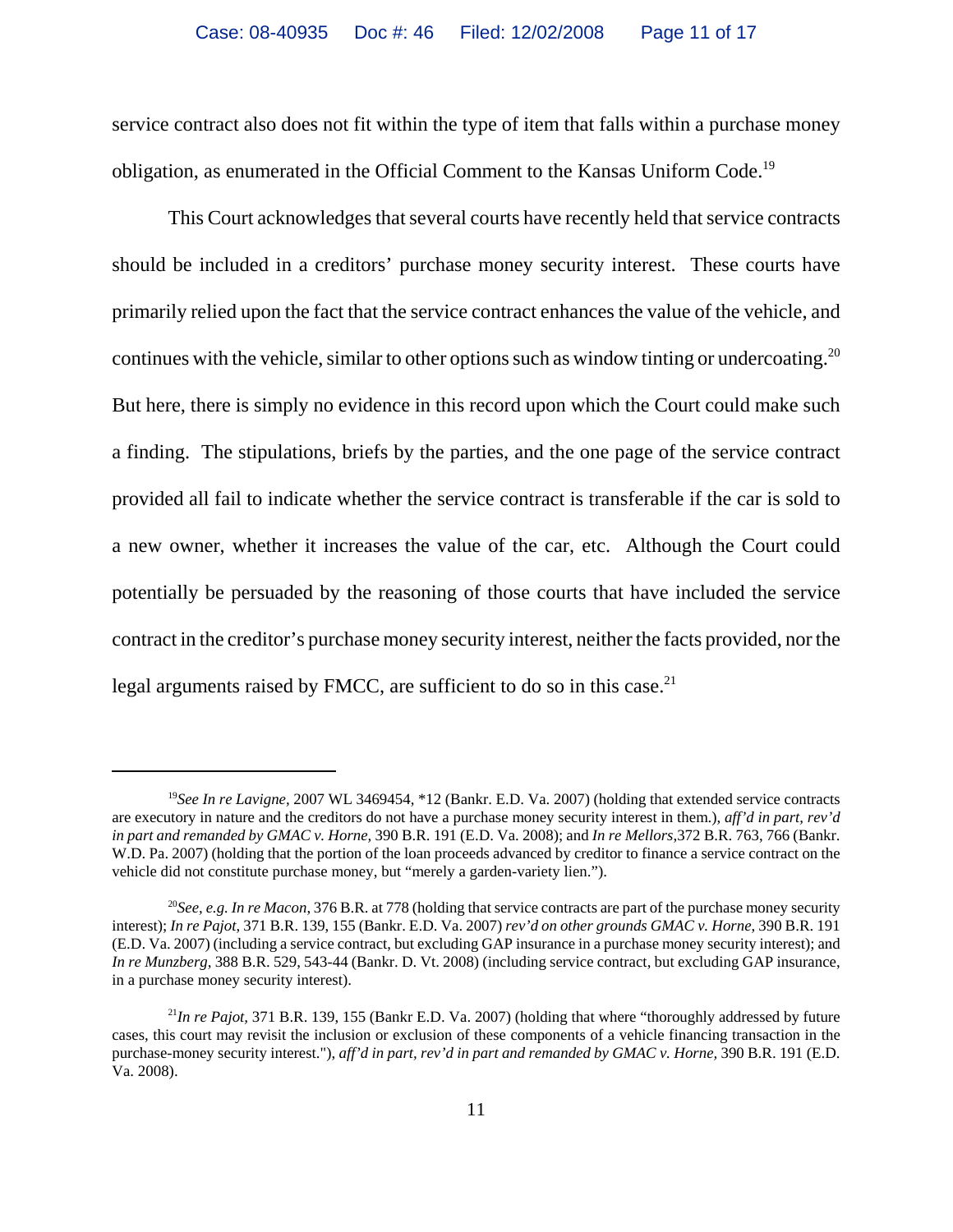service contract also does not fit within the type of item that falls within a purchase money obligation, as enumerated in the Official Comment to the Kansas Uniform Code.[19]

This Court acknowledges that several courts have recently held that service contracts should be included in a creditors' purchase money security interest. These courts have primarily relied upon the fact that the service contract enhances the value of the vehicle, and continues with the vehicle, similar to other options such as window tinting or undercoating.[20] But here, there is simply no evidence in this record upon which the Court could make such a finding. The stipulations, briefs by the parties, and the one page of the service contract provided all fail to indicate whether the service contract is transferable if the car is sold to a new owner, whether it increases the value of the car, etc. Although the Court could potentially be persuaded by the reasoning of those courts that have included the service contract in the creditor's purchase money security interest, neither the facts provided, nor the legal arguments raised by FMCC, are sufficient to do so in this case.[21]

---

[19] *See In re Lavigne*, 2007 WL 3469454, *12 (Bankr. E.D. Va. 2007) (holding that extended service contracts are executory in nature and the creditors do not have a purchase money security interest in them.), *aff'd in part, rev'd in part and remanded by GMAC v. Horne*, 390 B.R. 191 (E.D. Va. 2008); and *In re Mellors*,372 B.R. 763, 766 (Bankr. W.D. Pa. 2007) (holding that the portion of the loan proceeds advanced by creditor to finance a service contract on the vehicle did not constitute purchase money, but "merely a garden-variety lien.").

[20] *See, e.g. In re Macon*, 376 B.R. at 778 (holding that service contracts are part of the purchase money security interest); *In re Pajot*, 371 B.R. 139, 155 (Bankr. E.D. Va. 2007) *rev'd on other grounds GMAC v. Horne*, 390 B.R. 191 (E.D. Va. 2007) (including a service contract, but excluding GAP insurance in a purchase money security interest); and *In re Munzberg*, 388 B.R. 529, 543-44 (Bankr. D. Vt. 2008) (including service contract, but excluding GAP insurance, in a purchase money security interest).

[21] *In re Pajot*, 371 B.R. 139, 155 (Bankr E.D. Va. 2007) (holding that where "thoroughly addressed by future cases, this court may revisit the inclusion or exclusion of these components of a vehicle financing transaction in the purchase-money security interest."), *aff'd in part, rev'd in part and remanded by GMAC v. Horne*, 390 B.R. 191 (E.D. Va. 2008).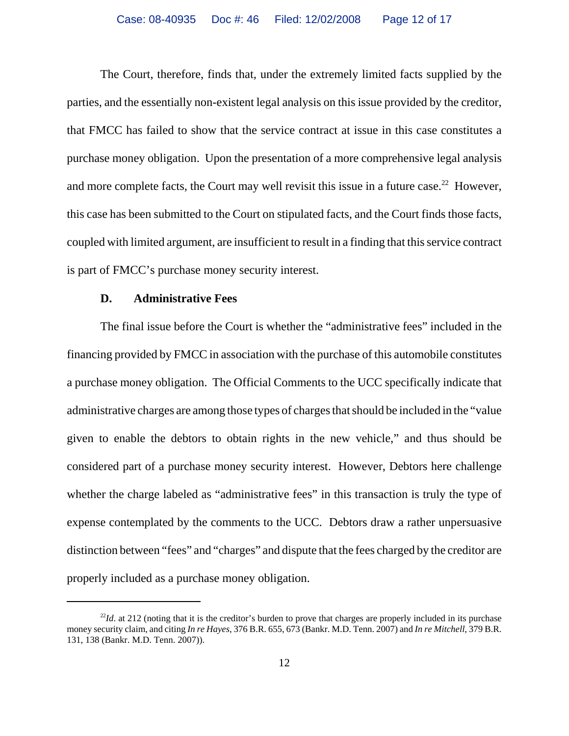The Court, therefore, finds that, under the extremely limited facts supplied by the parties, and the essentially non-existent legal analysis on this issue provided by the creditor, that FMCC has failed to show that the service contract at issue in this case constitutes a purchase money obligation. Upon the presentation of a more comprehensive legal analysis and more complete facts, the Court may well revisit this issue in a future case.[22] However, this case has been submitted to the Court on stipulated facts, and the Court finds those facts, coupled with limited argument, are insufficient to result in a finding that this service contract is part of FMCC's purchase money security interest.

### D. Administrative Fees

The final issue before the Court is whether the "administrative fees" included in the financing provided by FMCC in association with the purchase of this automobile constitutes a purchase money obligation. The Official Comments to the UCC specifically indicate that administrative charges are among those types of charges that should be included in the "value given to enable the debtors to obtain rights in the new vehicle," and thus should be considered part of a purchase money security interest. However, Debtors here challenge whether the charge labeled as "administrative fees" in this transaction is truly the type of expense contemplated by the comments to the UCC. Debtors draw a rather unpersuasive distinction between "fees" and "charges" and dispute that the fees charged by the creditor are properly included as a purchase money obligation.

---

[22] *Id*. at 212 (noting that it is the creditor's burden to prove that charges are properly included in its purchase money security claim, and citing *In re Hayes*, 376 B.R. 655, 673 (Bankr. M.D. Tenn. 2007) and *In re Mitchell*, 379 B.R. 131, 138 (Bankr. M.D. Tenn. 2007)).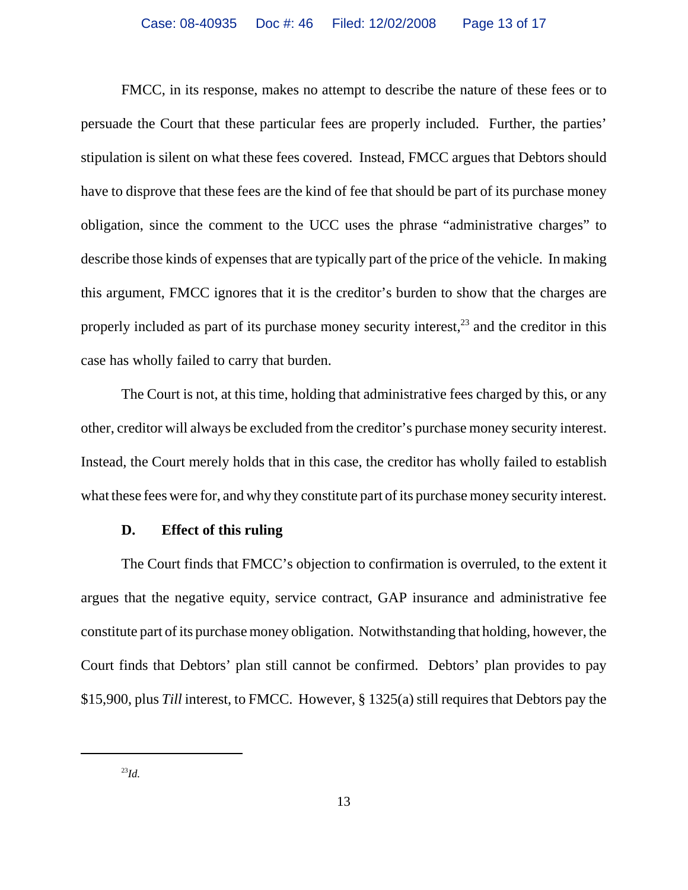FMCC, in its response, makes no attempt to describe the nature of these fees or to persuade the Court that these particular fees are properly included. Further, the parties' stipulation is silent on what these fees covered. Instead, FMCC argues that Debtors should have to disprove that these fees are the kind of fee that should be part of its purchase money obligation, since the comment to the UCC uses the phrase "administrative charges" to describe those kinds of expenses that are typically part of the price of the vehicle. In making this argument, FMCC ignores that it is the creditor's burden to show that the charges are properly included as part of its purchase money security interest,[23] and the creditor in this case has wholly failed to carry that burden.

The Court is not, at this time, holding that administrative fees charged by this, or any other, creditor will always be excluded from the creditor's purchase money security interest. Instead, the Court merely holds that in this case, the creditor has wholly failed to establish what these fees were for, and why they constitute part of its purchase money security interest.

### D. Effect of this ruling

The Court finds that FMCC's objection to confirmation is overruled, to the extent it argues that the negative equity, service contract, GAP insurance and administrative fee constitute part of its purchase money obligation. Notwithstanding that holding, however, the Court finds that Debtors' plan still cannot be confirmed. Debtors' plan provides to pay $15,900, plus *Till* interest, to FMCC. However, § 1325(a) still requires that Debtors pay the

---

[23] *Id.*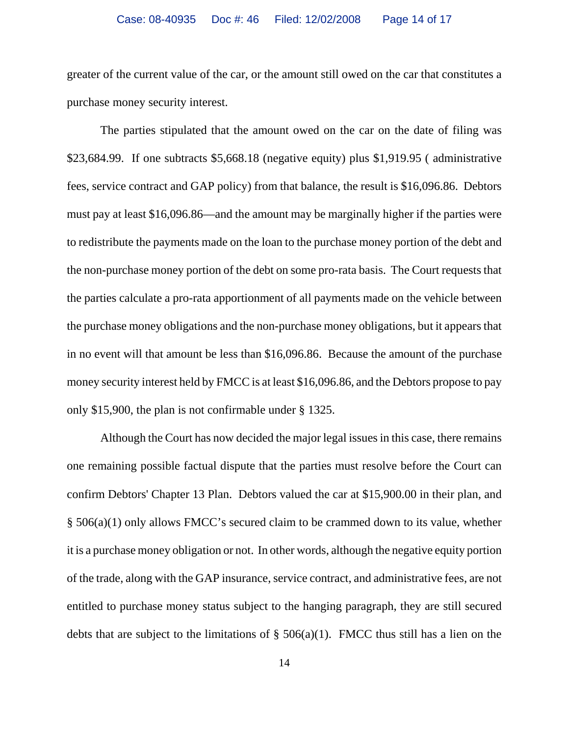greater of the current value of the car, or the amount still owed on the car that constitutes a purchase money security interest.

The parties stipulated that the amount owed on the car on the date of filing was $23,684.99. If one subtracts $5,668.18 (negative equity) plus $1,919.95 ( administrative fees, service contract and GAP policy) from that balance, the result is $16,096.86. Debtors must pay at least $16,096.86—and the amount may be marginally higher if the parties were to redistribute the payments made on the loan to the purchase money portion of the debt and the non-purchase money portion of the debt on some pro-rata basis. The Court requests that the parties calculate a pro-rata apportionment of all payments made on the vehicle between the purchase money obligations and the non-purchase money obligations, but it appears that in no event will that amount be less than $16,096.86. Because the amount of the purchase money security interest held by FMCC is at least $16,096.86, and the Debtors propose to pay only $15,900, the plan is not confirmable under § 1325.

Although the Court has now decided the major legal issues in this case, there remains one remaining possible factual dispute that the parties must resolve before the Court can confirm Debtors' Chapter 13 Plan. Debtors valued the car at $15,900.00 in their plan, and § 506(a)(1) only allows FMCC's secured claim to be crammed down to its value, whether it is a purchase money obligation or not. In other words, although the negative equity portion of the trade, along with the GAP insurance, service contract, and administrative fees, are not entitled to purchase money status subject to the hanging paragraph, they are still secured debts that are subject to the limitations of § 506(a)(1). FMCC thus still has a lien on the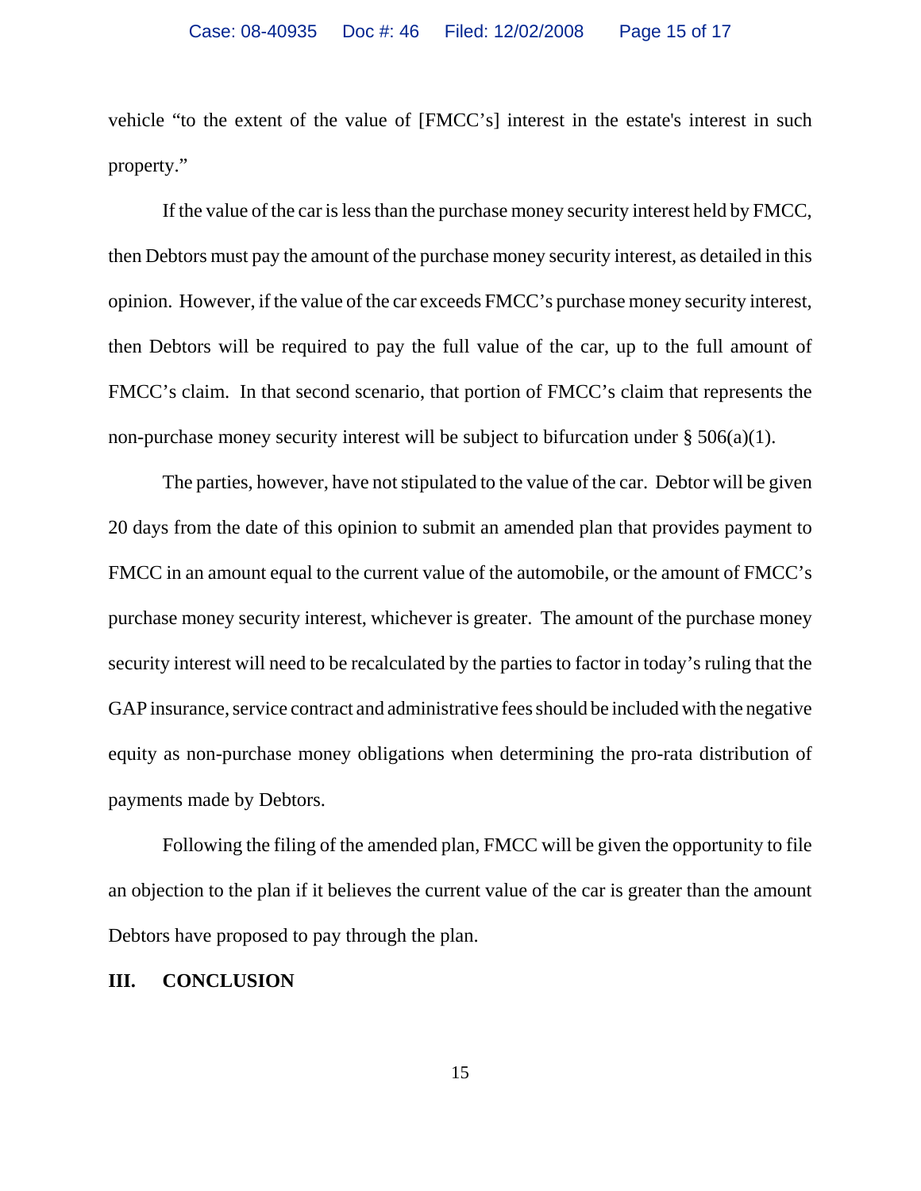vehicle "to the extent of the value of [FMCC's] interest in the estate's interest in such property."

If the value of the car is less than the purchase money security interest held by FMCC, then Debtors must pay the amount of the purchase money security interest, as detailed in this opinion. However, if the value of the car exceeds FMCC's purchase money security interest, then Debtors will be required to pay the full value of the car, up to the full amount of FMCC's claim. In that second scenario, that portion of FMCC's claim that represents the non-purchase money security interest will be subject to bifurcation under § 506(a)(1).

The parties, however, have not stipulated to the value of the car. Debtor will be given 20 days from the date of this opinion to submit an amended plan that provides payment to FMCC in an amount equal to the current value of the automobile, or the amount of FMCC's purchase money security interest, whichever is greater. The amount of the purchase money security interest will need to be recalculated by the parties to factor in today's ruling that the GAP insurance, service contract and administrative fees should be included with the negative equity as non-purchase money obligations when determining the pro-rata distribution of payments made by Debtors.

Following the filing of the amended plan, FMCC will be given the opportunity to file an objection to the plan if it believes the current value of the car is greater than the amount Debtors have proposed to pay through the plan.

## III. CONCLUSION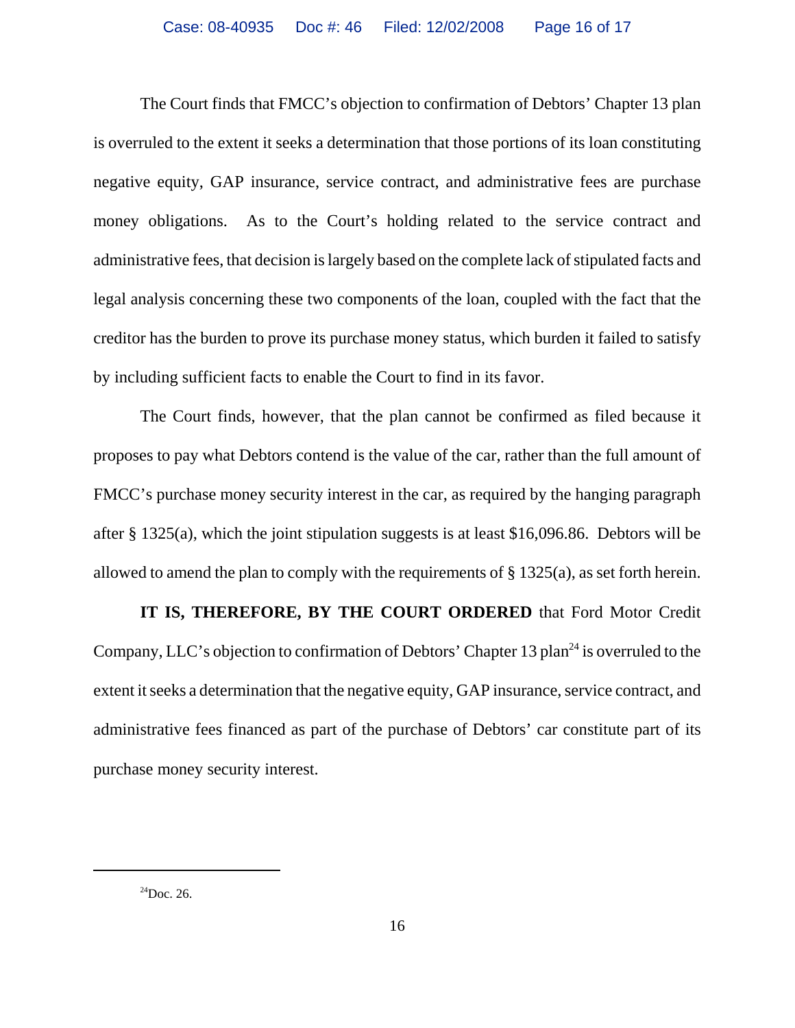The Court finds that FMCC's objection to confirmation of Debtors' Chapter 13 plan is overruled to the extent it seeks a determination that those portions of its loan constituting negative equity, GAP insurance, service contract, and administrative fees are purchase money obligations. As to the Court's holding related to the service contract and administrative fees, that decision is largely based on the complete lack of stipulated facts and legal analysis concerning these two components of the loan, coupled with the fact that the creditor has the burden to prove its purchase money status, which burden it failed to satisfy by including sufficient facts to enable the Court to find in its favor.

The Court finds, however, that the plan cannot be confirmed as filed because it proposes to pay what Debtors contend is the value of the car, rather than the full amount of FMCC's purchase money security interest in the car, as required by the hanging paragraph after § 1325(a), which the joint stipulation suggests is at least $16,096.86. Debtors will be allowed to amend the plan to comply with the requirements of § 1325(a), as set forth herein.

**IT IS, THEREFORE, BY THE COURT ORDERED** that Ford Motor Credit Company, LLC's objection to confirmation of Debtors' Chapter 13 plan[24] is overruled to the extent it seeks a determination that the negative equity, GAP insurance, service contract, and administrative fees financed as part of the purchase of Debtors' car constitute part of its purchase money security interest.

---

[24]Doc. 26.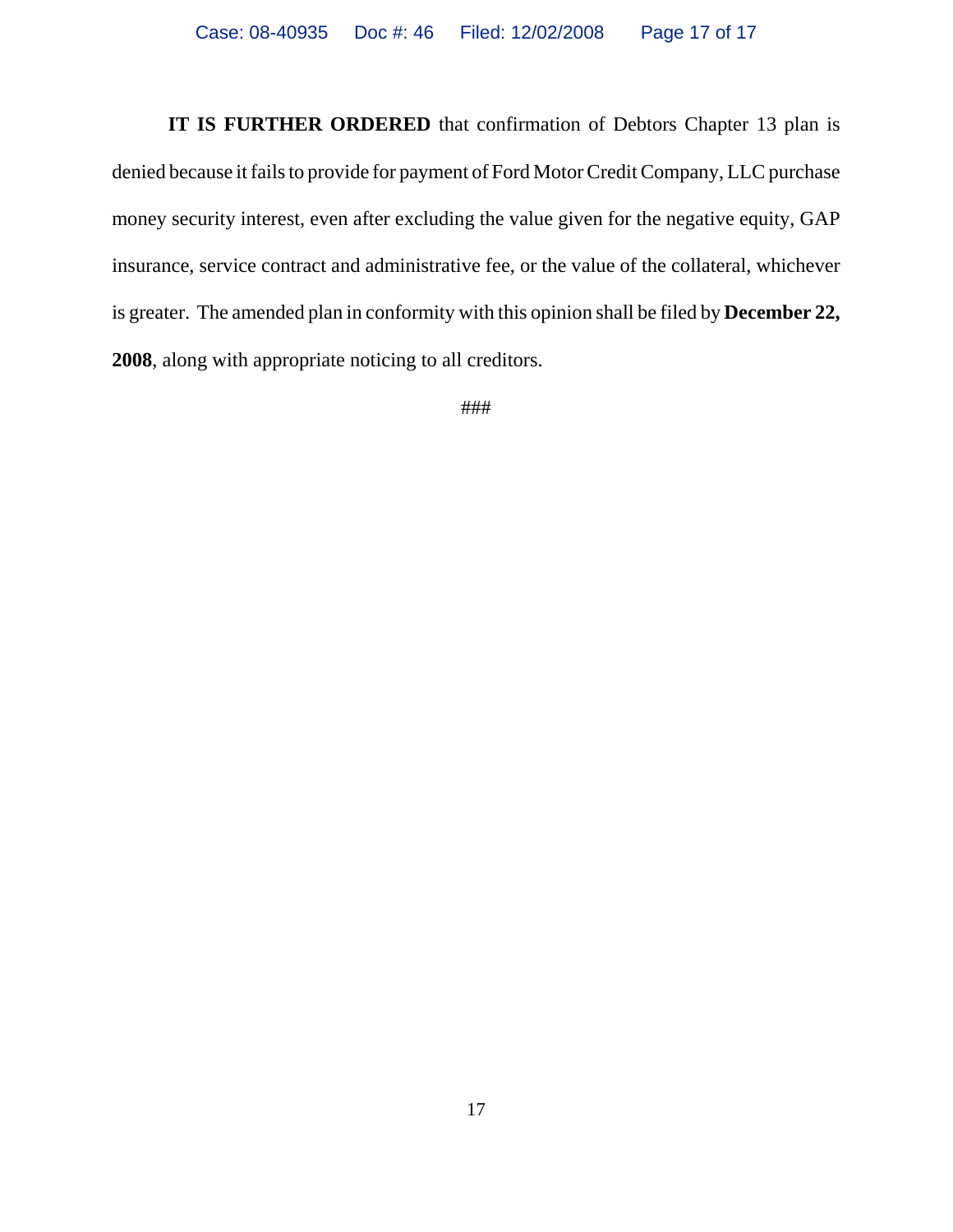**IT IS FURTHER ORDERED** that confirmation of Debtors Chapter 13 plan is denied because it fails to provide for payment of Ford Motor Credit Company, LLC purchase money security interest, even after excluding the value given for the negative equity, GAP insurance, service contract and administrative fee, or the value of the collateral, whichever is greater. The amended plan in conformity with this opinion shall be filed by **December 22, 2008**, along with appropriate noticing to all creditors.

###